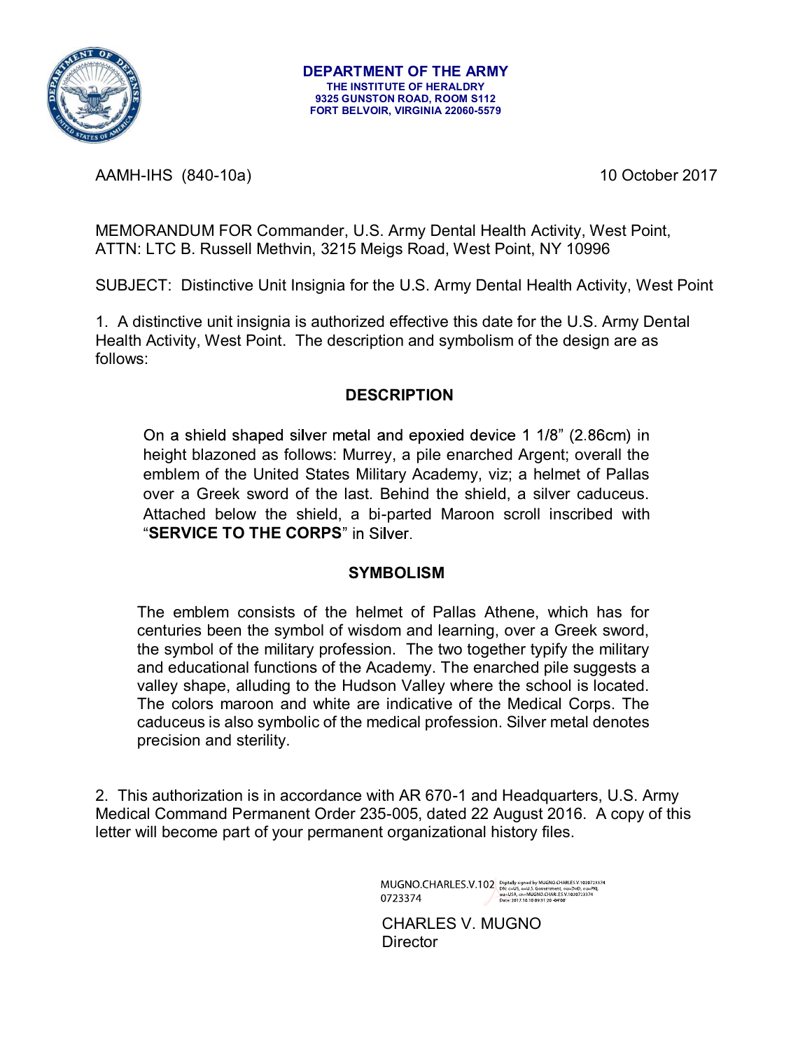**DEPARTMENT OF THE ARMY**
**THE INSTITUTE OF HERALDRY**
**9325 GUNSTON ROAD, ROOM S112**
**FORT BELVOIR, VIRGINIA 22060-5579**

AAMH-IHS (840-10a) 10 October 2017

MEMORANDUM FOR Commander, U.S. Army Dental Health Activity, West Point, ATTN: LTC B. Russell Methvin, 3215 Meigs Road, West Point, NY 10996

SUBJECT: Distinctive Unit Insignia for the U.S. Army Dental Health Activity, West Point

1. A distinctive unit insignia is authorized effective this date for the U.S. Army Dental Health Activity, West Point. The description and symbolism of the design are as follows:

**DESCRIPTION**

On a shield shaped silver metal and epoxied device 1 1/8" (2.86cm) in height blazoned as follows: Murrey, a pile enarched Argent; overall the emblem of the United States Military Academy, viz; a helmet of Pallas over a Greek sword of the last. Behind the shield, a silver caduceus. Attached below the shield, a bi-parted Maroon scroll inscribed with "**SERVICE TO THE CORPS**" in Silver.

**SYMBOLISM**

The emblem consists of the helmet of Pallas Athene, which has for centuries been the symbol of wisdom and learning, over a Greek sword, the symbol of the military profession. The two together typify the military and educational functions of the Academy. The enarched pile suggests a valley shape, alluding to the Hudson Valley where the school is located. The colors maroon and white are indicative of the Medical Corps. The caduceus is also symbolic of the medical profession. Silver metal denotes precision and sterility.

2. This authorization is in accordance with AR 670-1 and Headquarters, U.S. Army Medical Command Permanent Order 235-005, dated 22 August 2016. A copy of this letter will become part of your permanent organizational history files.

MUGNO.CHARLES.V.1020723374
Digitally signed by MUGNO.CHARLES.V.1020723374
DN: c=US, o=U.S. Government, ou=DoD, ou=PKI, ou=USA, cn=MUGNO.CHARLES.V.1020723374
Date: 2017.10.10 09:31:20 -04'00'

CHARLES V. MUGNO
Director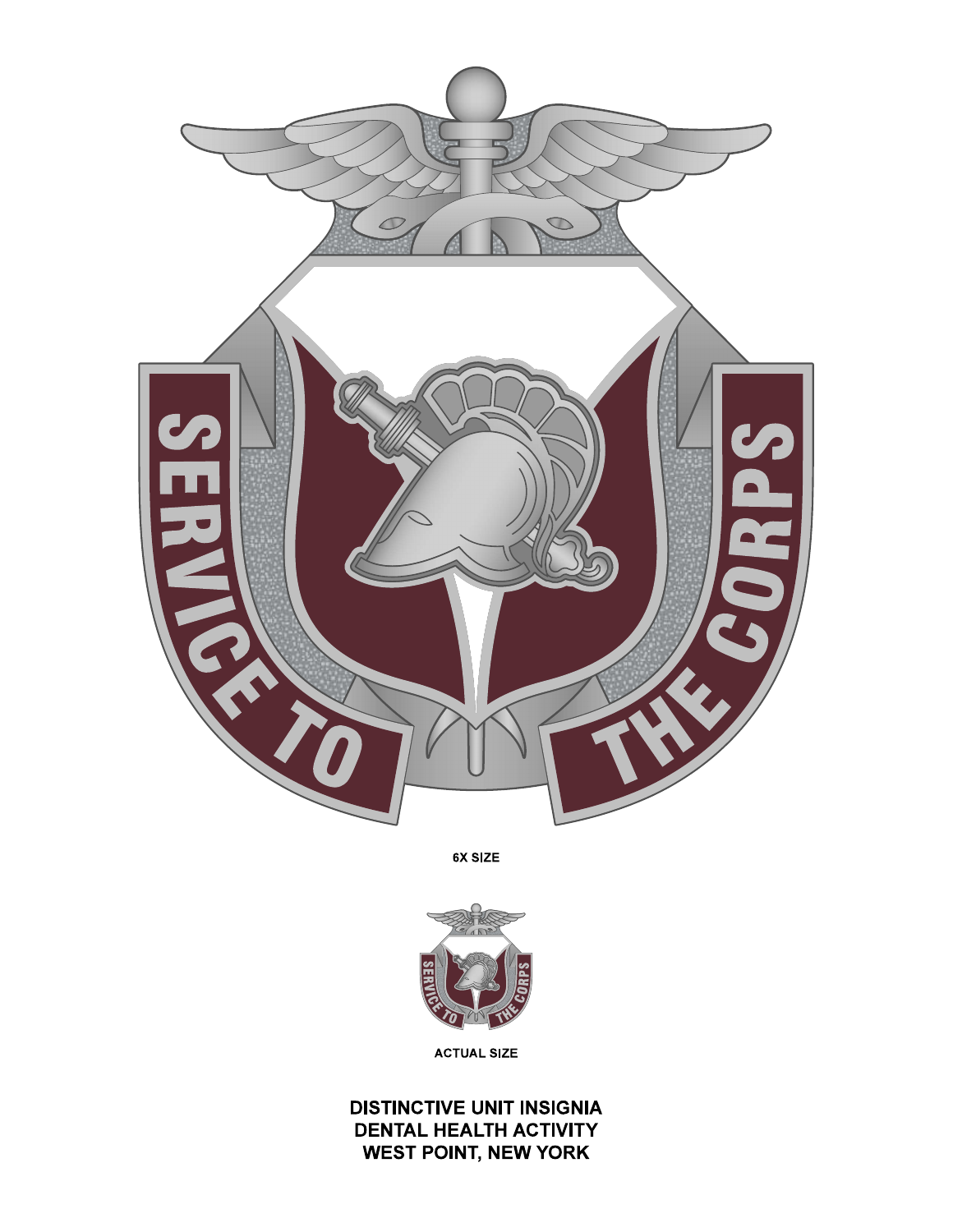SERVICE TO THE CORPS

6X SIZE

SERVICE TO THE CORPS

ACTUAL SIZE

**DISTINCTIVE UNIT INSIGNIA**
**DENTAL HEALTH ACTIVITY**
**WEST POINT, NEW YORK**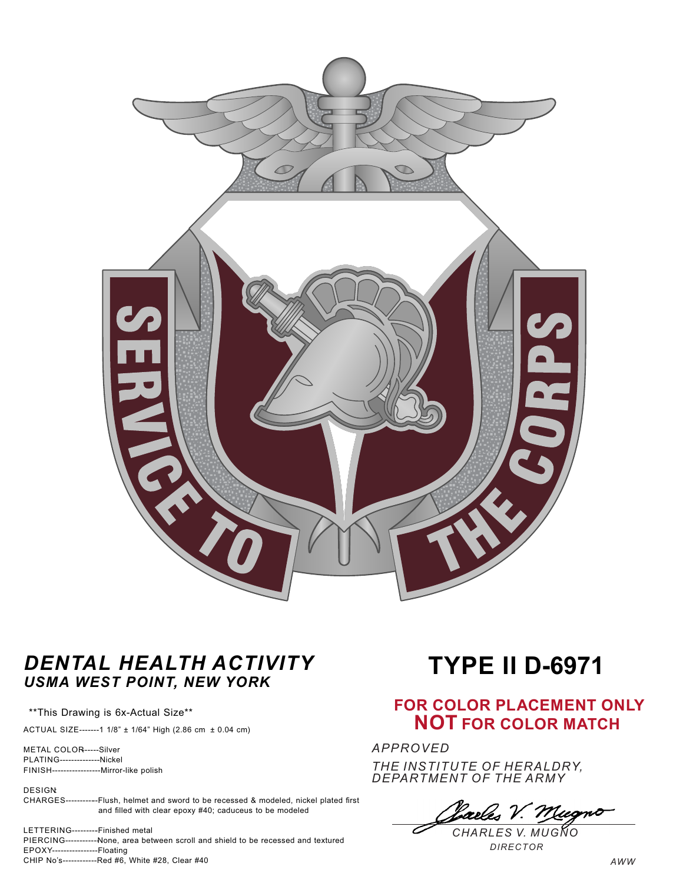SERVICE TO THE CORPS

## *DENTAL HEALTH ACTIVITY*
### *USMA WEST POINT, NEW YORK*

**This Drawing is 6x-Actual Size**

ACTUAL SIZE-------1 1/8" ± 1/64" High (2.86 cm ± 0.04 cm)

METAL COLOR------Silver
PLATING--------------Nickel
FINISH-----------------Mirror-like polish

DESIGN:
CHARGES-----------Flush, helmet and sword to be recessed & modeled, nickel plated first and filled with clear epoxy #40; caduceus to be modeled

LETTERING---------Finished metal
PIERCING------------None, area between scroll and shield to be recessed and textured
EPOXY----------------Floating
CHIP No's------------Red #6, White #28, Clear #40

# TYPE II D-6971

**FOR COLOR PLACEMENT ONLY**
**NOT FOR COLOR MATCH**

*APPROVED*

*THE INSTITUTE OF HERALDRY,*
*DEPARTMENT OF THE ARMY*

*Charles V. Mugno*
*CHARLES V. MUGNO*
*DIRECTOR*

*AWW*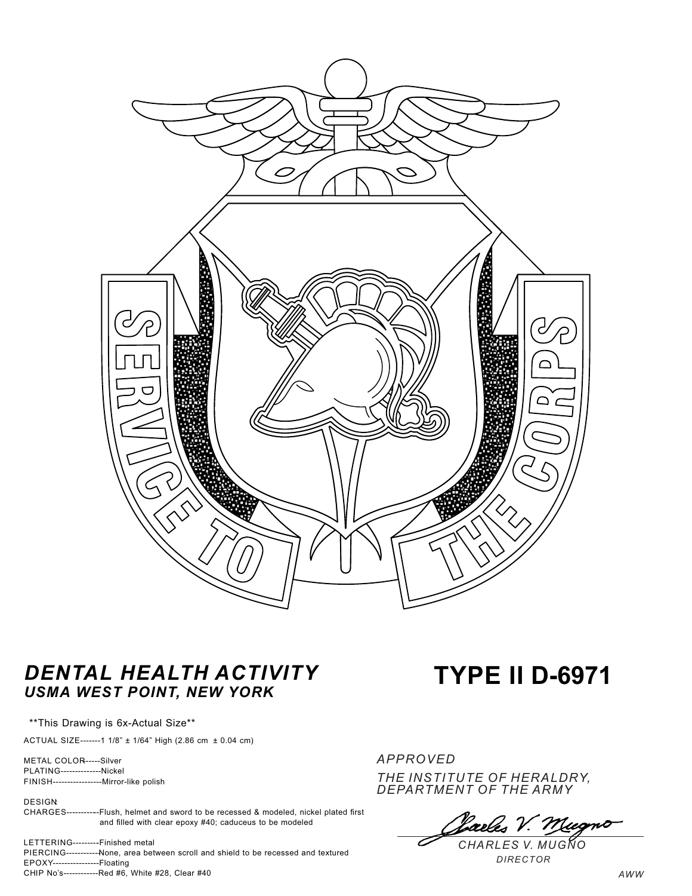SERVICE TO THE CORPS

## *DENTAL HEALTH ACTIVITY*
### *USMA WEST POINT, NEW YORK*

# TYPE II D-6971

**This Drawing is 6x-Actual Size**

ACTUAL SIZE-------1 1/8" ± 1/64" High (2.86 cm ± 0.04 cm)

METAL COLOR------Silver
PLATING--------------Nickel
FINISH-----------------Mirror-like polish

DESIGN:
CHARGES-----------Flush, helmet and sword to be recessed & modeled, nickel plated first and filled with clear epoxy #40; caduceus to be modeled

LETTERING---------Finished metal
PIERCING-----------None, area between scroll and shield to be recessed and textured
EPOXY----------------Floating
CHIP No's------------Red #6, White #28, Clear #40

*APPROVED*

*THE INSTITUTE OF HERALDRY, DEPARTMENT OF THE ARMY*

*Charles V. Mugno*

*CHARLES V. MUGNO*

*DIRECTOR*

*AWW*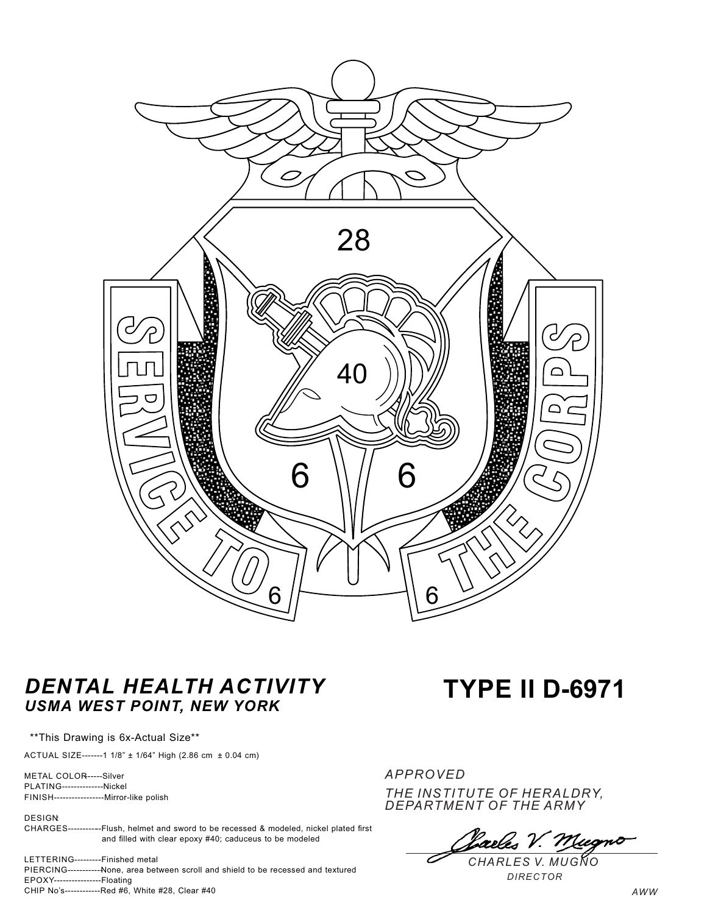SERVICE TO THE CORPS

28

40

6 6

6 6

## *DENTAL HEALTH ACTIVITY*
### *USMA WEST POINT, NEW YORK*

## TYPE II D-6971

\*\*This Drawing is 6x-Actual Size\*\*

ACTUAL SIZE-------1 1/8" ± 1/64" High (2.86 cm ± 0.04 cm)

METAL COLOR-----Silver
PLATING--------------Nickel
FINISH-----------------Mirror-like polish

DESIGN:
CHARGES-----------Flush, helmet and sword to be recessed & modeled, nickel plated first and filled with clear epoxy #40; caduceus to be modeled

LETTERING---------Finished metal
PIERCING-----------None, area between scroll and shield to be recessed and textured
EPOXY----------------Floating
CHIP No's------------Red #6, White #28, Clear #40

*APPROVED*

*THE INSTITUTE OF HERALDRY, DEPARTMENT OF THE ARMY*

*Charles V. Mugno*

*CHARLES V. MUGNO*
*DIRECTOR*

*AWW*